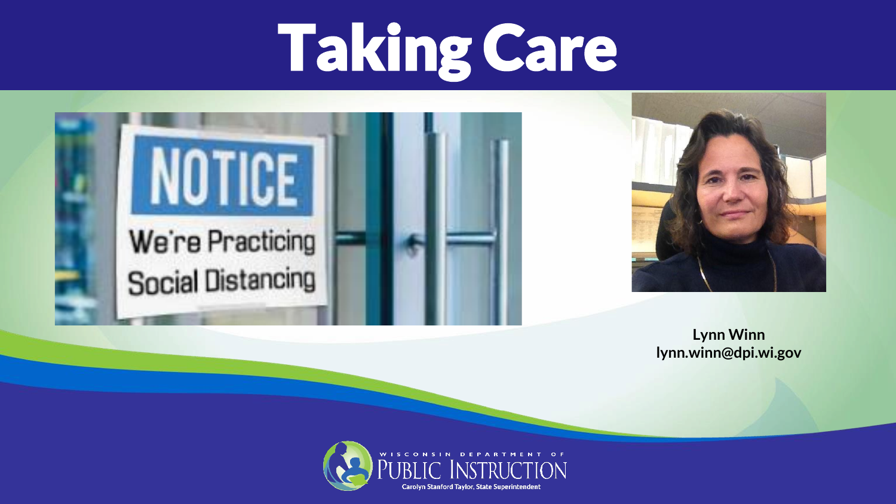# Taking Care

**Lynn Winn**
**lynn.winn@dpi.wi.gov**

WISCONSIN DEPARTMENT OF PUBLIC INSTRUCTION
Carolyn Stanford Taylor, State Superintendent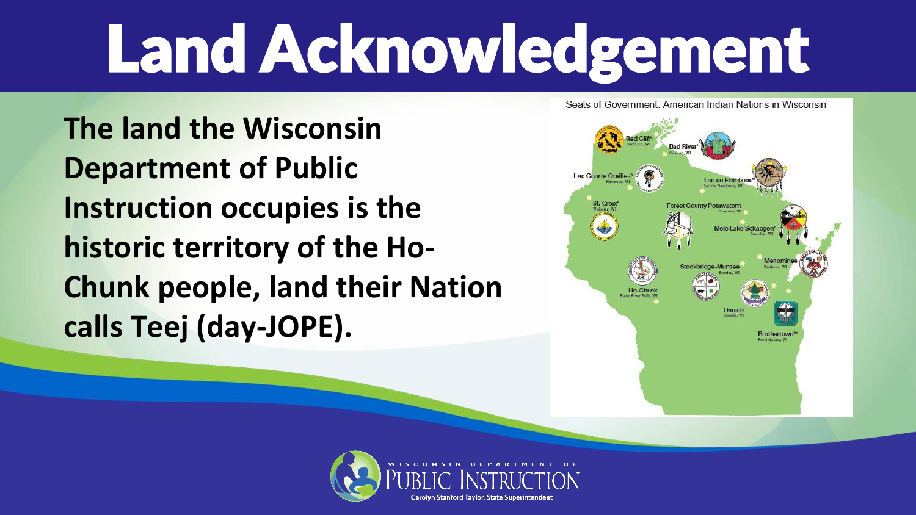# Land Acknowledgement

**The land the Wisconsin Department of Public Instruction occupies is the historic territory of the Ho-Chunk people, land their Nation calls Teej (day-JOPE).**

Seats of Government: American Indian Nations in Wisconsin

Red Cliff* Red Cliff, WI
Bad River* Odanah, WI
Lac Courte Oreilles* Hayward, WI
Lac du Flambeau* Lac du Flambeau, WI
St. Croix* Webster, WI
Forest County Potawatomi Crandon, WI
Mole Lake Sokaogon* Crandon, WI
Menominee Keshena, WI
Stockbridge-Munsee Bowler, WI
Ho-Chunk Black River Falls, WI
Oneida Oneida, WI
Brothertown** Fond du Lac, WI

WISCONSIN DEPARTMENT OF PUBLIC INSTRUCTION
Carolyn Stanford Taylor, State Superintendent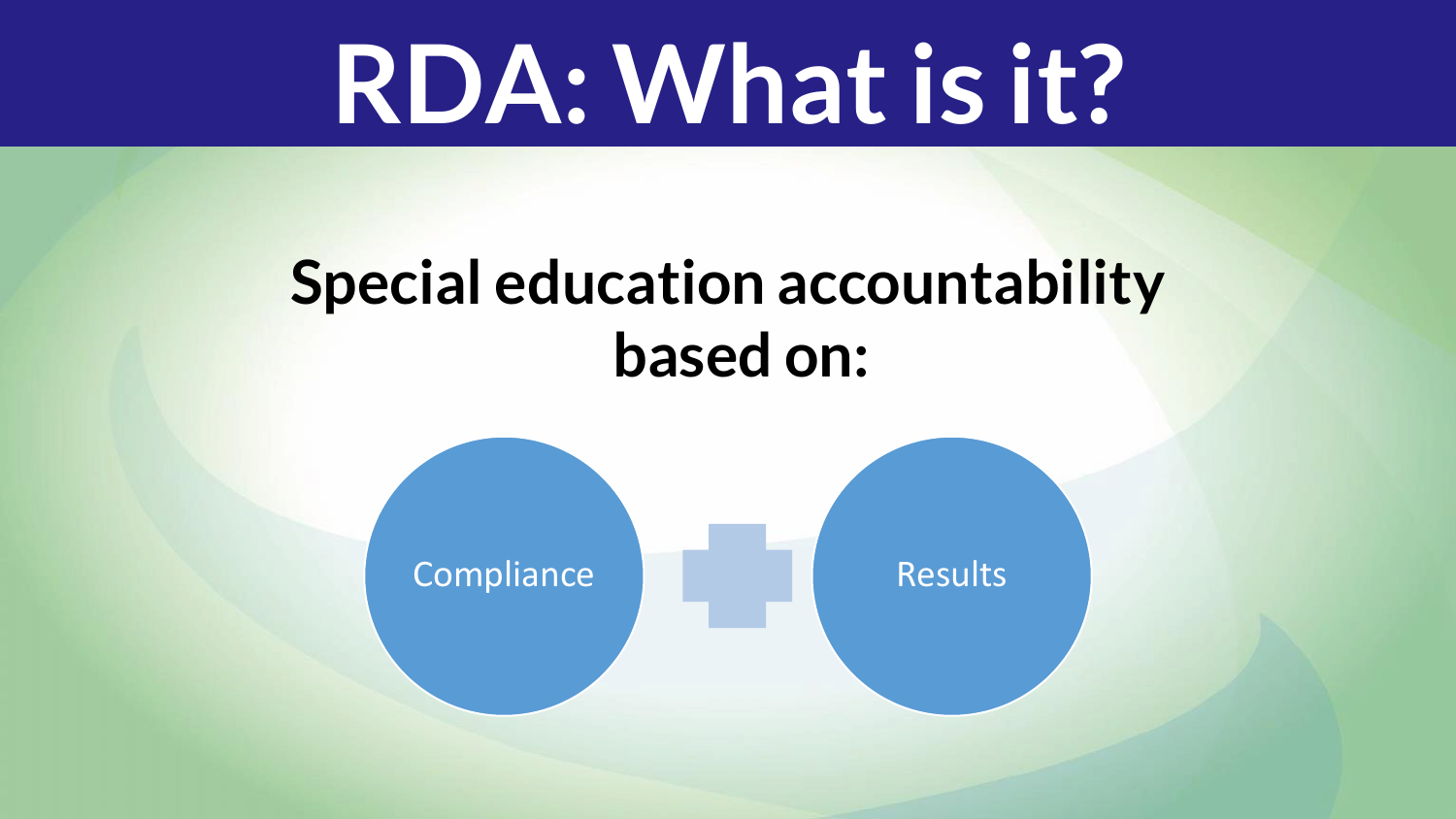# RDA: What is it?

**Special education accountability based on:**

Compliance + Results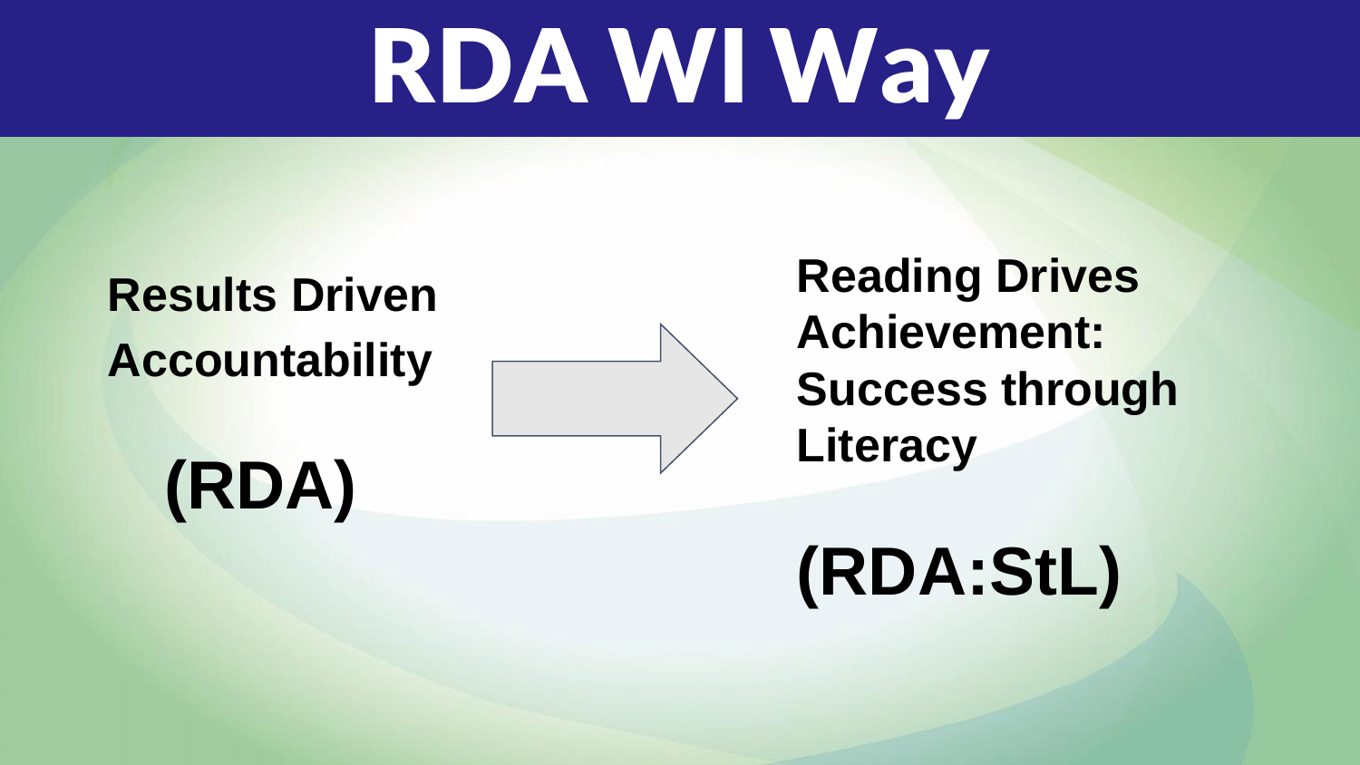# RDA WI Way

**Results Driven Accountability**

**(RDA)**

→

**Reading Drives Achievement: Success through Literacy**

**(RDA:StL)**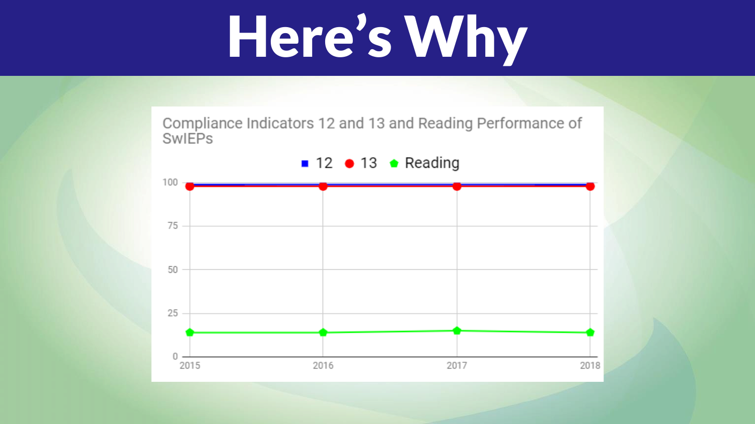# Here's Why

Compliance Indicators 12 and 13 and Reading Performance of SwIEPs

■ 12 ● 13 ⬟ Reading

100
75
50
25
0

2015 2016 2017 2018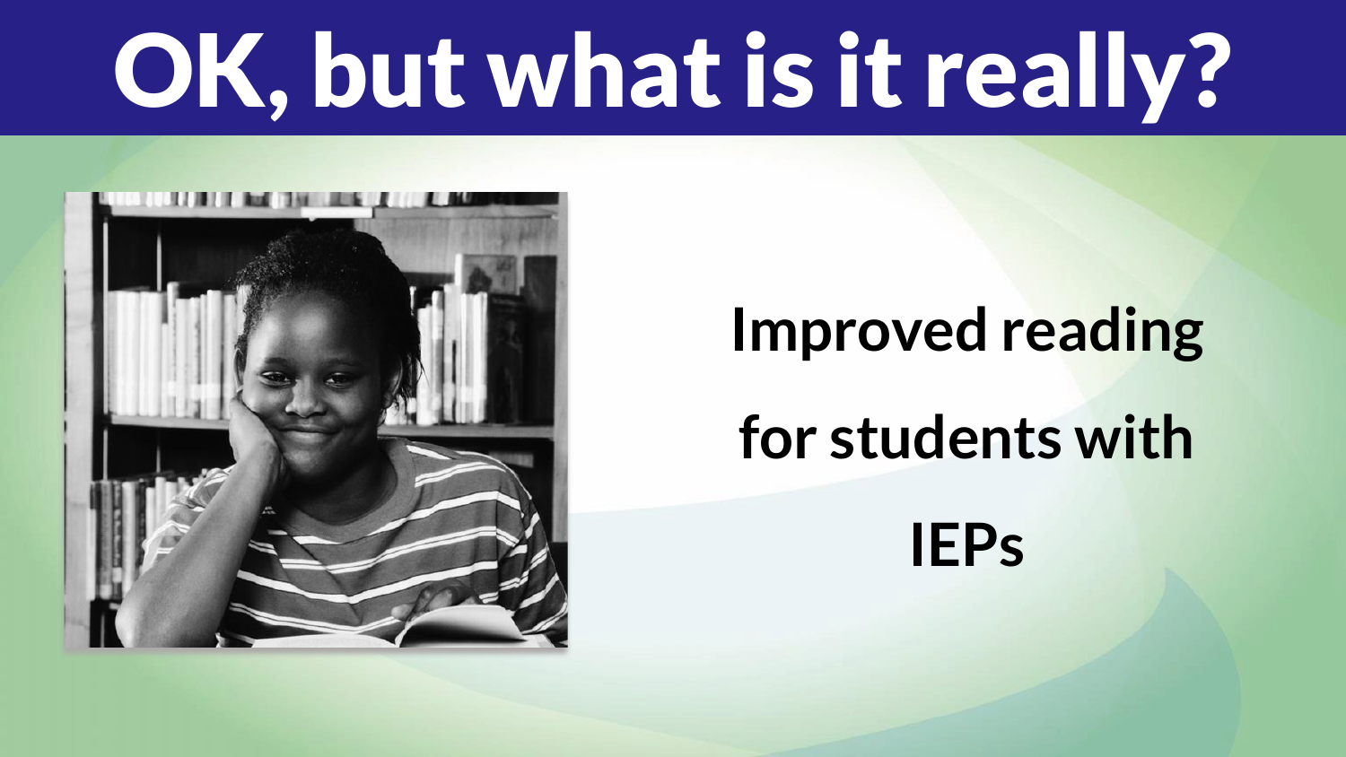# OK, but what is it really?

**Improved reading for students with IEPs**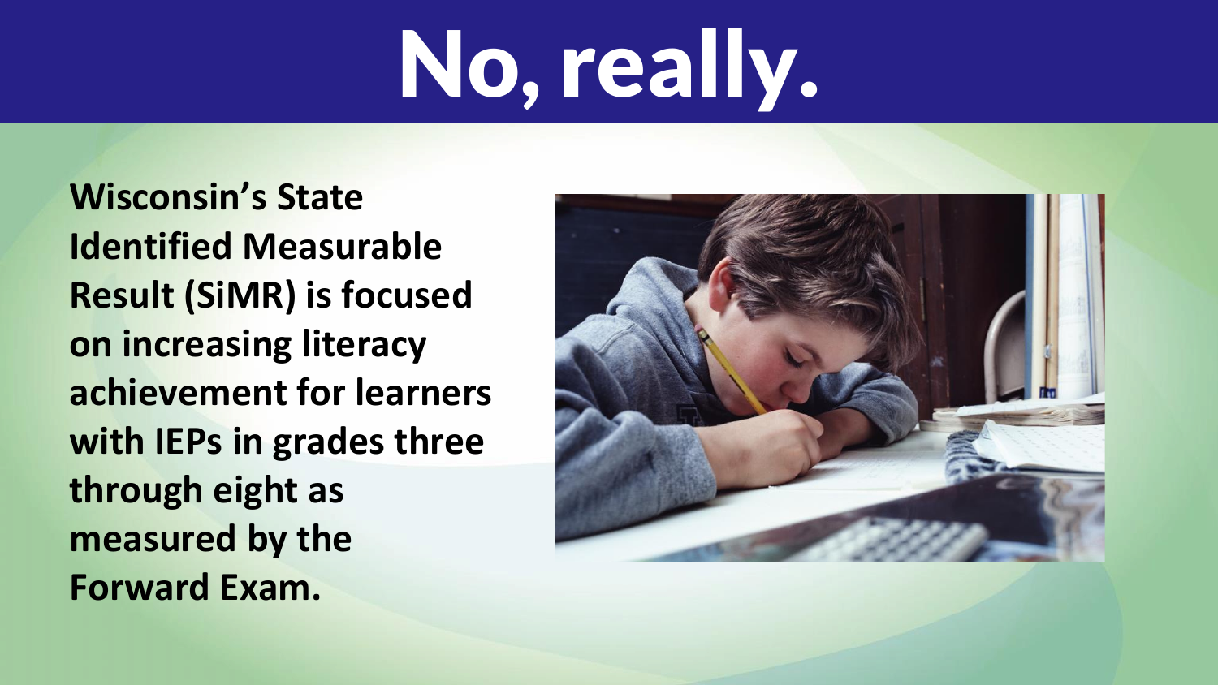# No, really.

**Wisconsin's State Identified Measurable Result (SiMR) is focused on increasing literacy achievement for learners with IEPs in grades three through eight as measured by the Forward Exam.**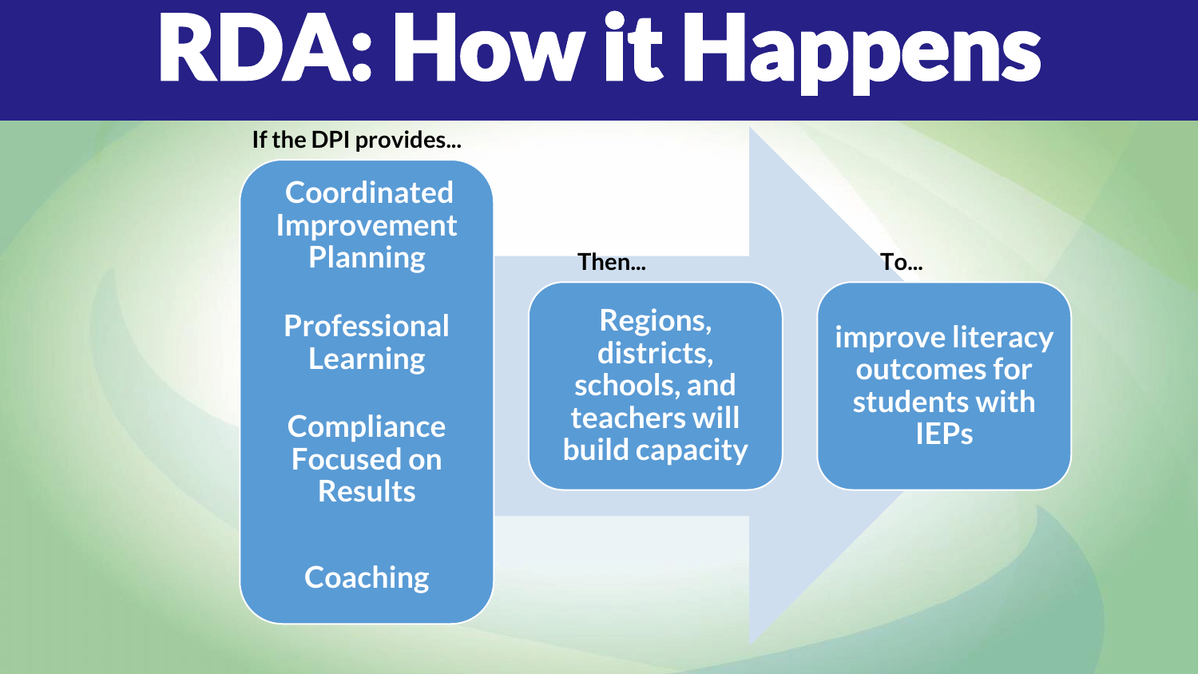# RDA: How it Happens

**If the DPI provides...**

- Coordinated Improvement Planning
- Professional Learning
- Compliance Focused on Results
- Coaching

**Then...**

Regions, districts, schools, and teachers will build capacity

**To...**

improve literacy outcomes for students with IEPs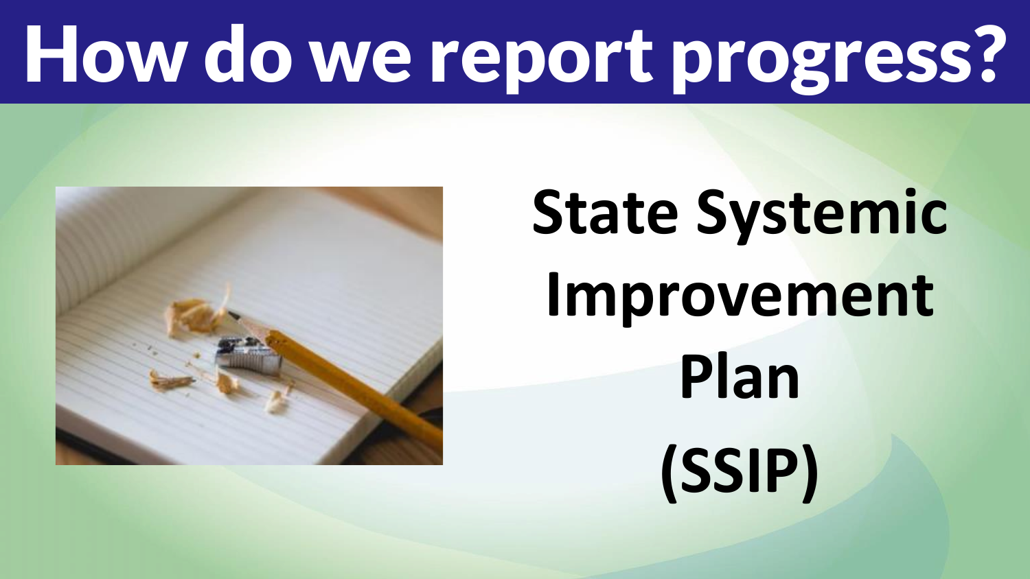# How do we report progress?

**State Systemic Improvement Plan (SSIP)**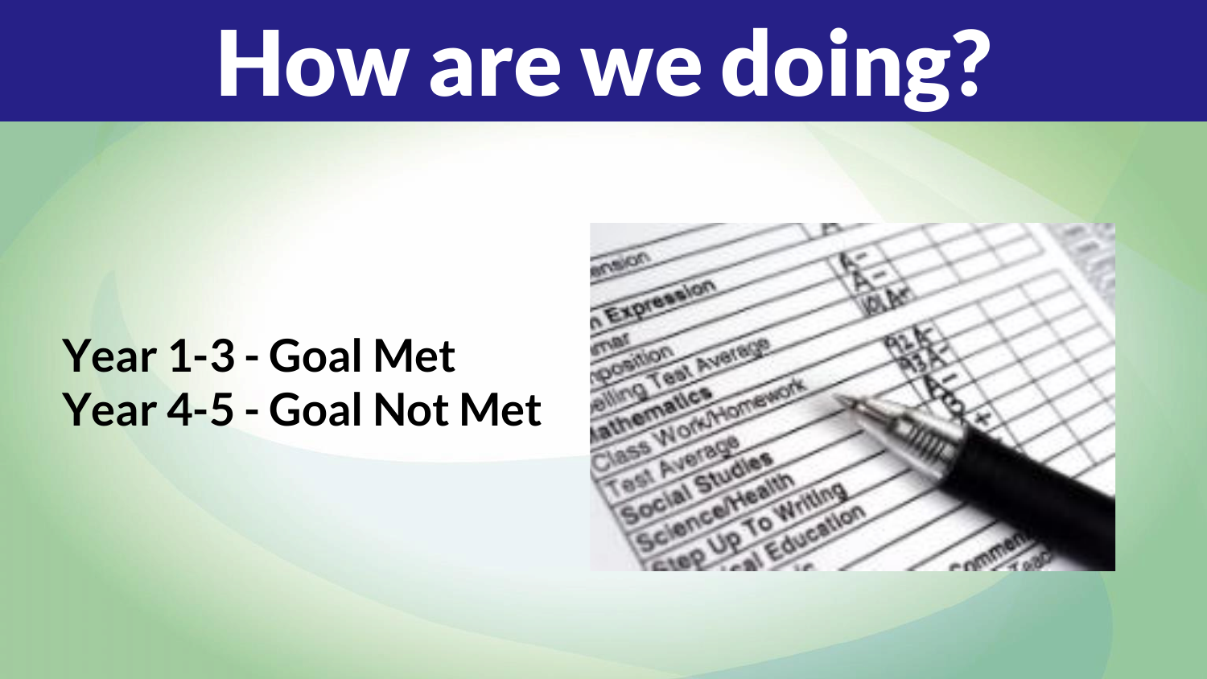# How are we doing?

**Year 1-3 - Goal Met**
**Year 4-5 - Goal Not Met**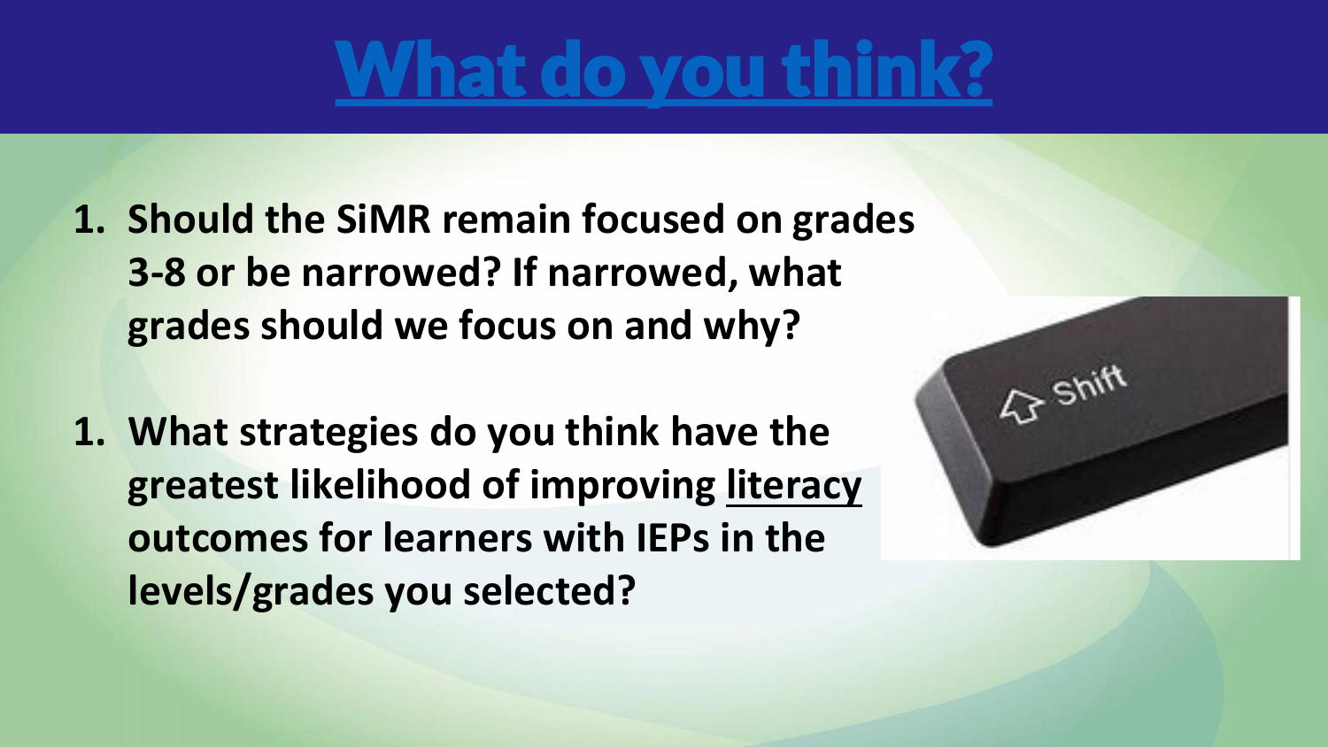# What do you think?

1. **Should the SiMR remain focused on grades 3-8 or be narrowed? If narrowed, what grades should we focus on and why?**

1. **What strategies do you think have the greatest likelihood of improving literacy outcomes for learners with IEPs in the levels/grades you selected?**